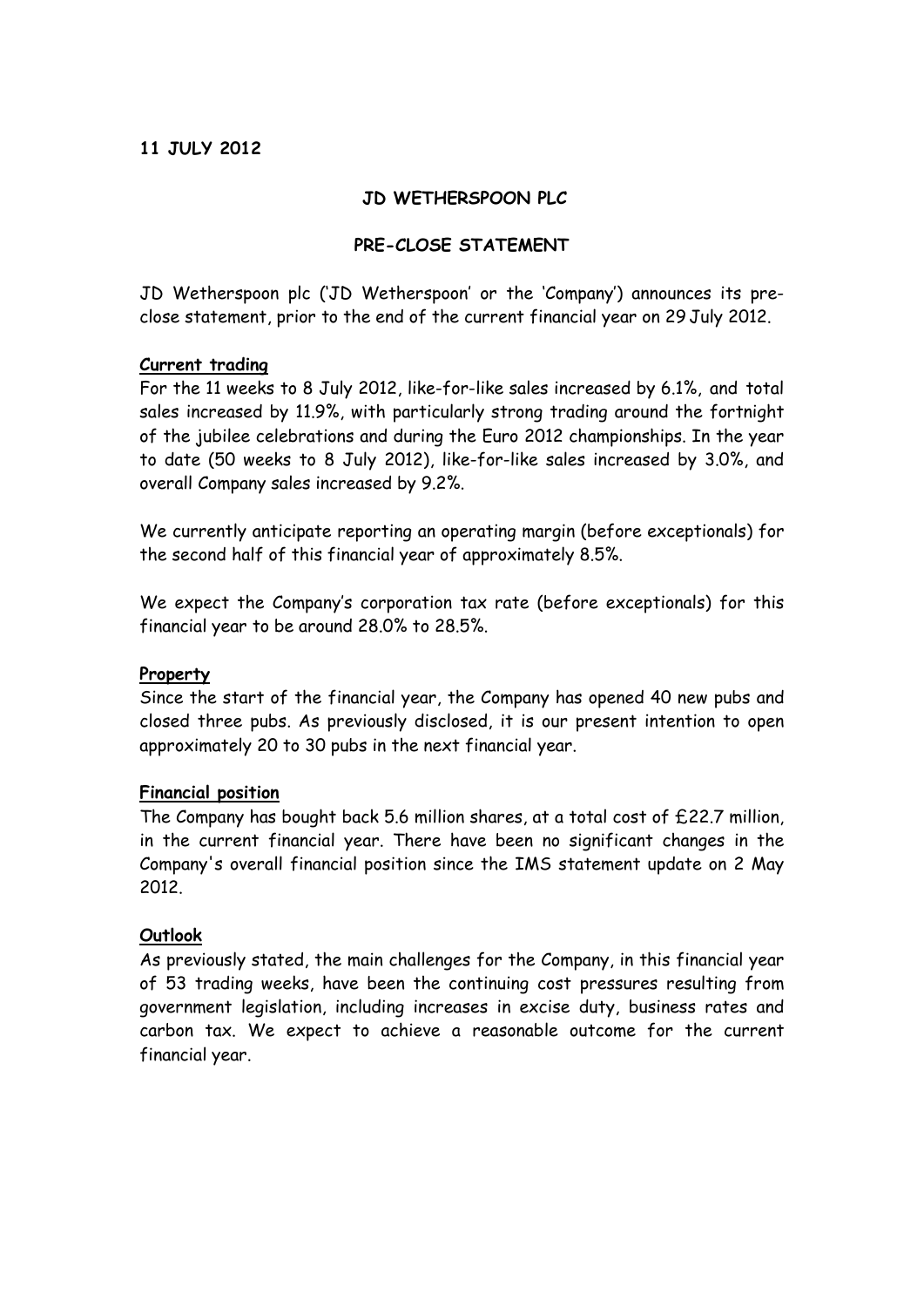**11 JULY 2012**

# JD WETHERSPOON PLC

## PRE-CLOSE STATEMENT

JD Wetherspoon plc ('JD Wetherspoon' or the 'Company') announces its pre-close statement, prior to the end of the current financial year on 29 July 2012.

### Current trading

For the 11 weeks to 8 July 2012, like-for-like sales increased by 6.1%, and total sales increased by 11.9%, with particularly strong trading around the fortnight of the jubilee celebrations and during the Euro 2012 championships. In the year to date (50 weeks to 8 July 2012), like-for-like sales increased by 3.0%, and overall Company sales increased by 9.2%.

We currently anticipate reporting an operating margin (before exceptionals) for the second half of this financial year of approximately 8.5%.

We expect the Company's corporation tax rate (before exceptionals) for this financial year to be around 28.0% to 28.5%.

### Property

Since the start of the financial year, the Company has opened 40 new pubs and closed three pubs. As previously disclosed, it is our present intention to open approximately 20 to 30 pubs in the next financial year.

### Financial position

The Company has bought back 5.6 million shares, at a total cost of £22.7 million, in the current financial year. There have been no significant changes in the Company's overall financial position since the IMS statement update on 2 May 2012.

### Outlook

As previously stated, the main challenges for the Company, in this financial year of 53 trading weeks, have been the continuing cost pressures resulting from government legislation, including increases in excise duty, business rates and carbon tax. We expect to achieve a reasonable outcome for the current financial year.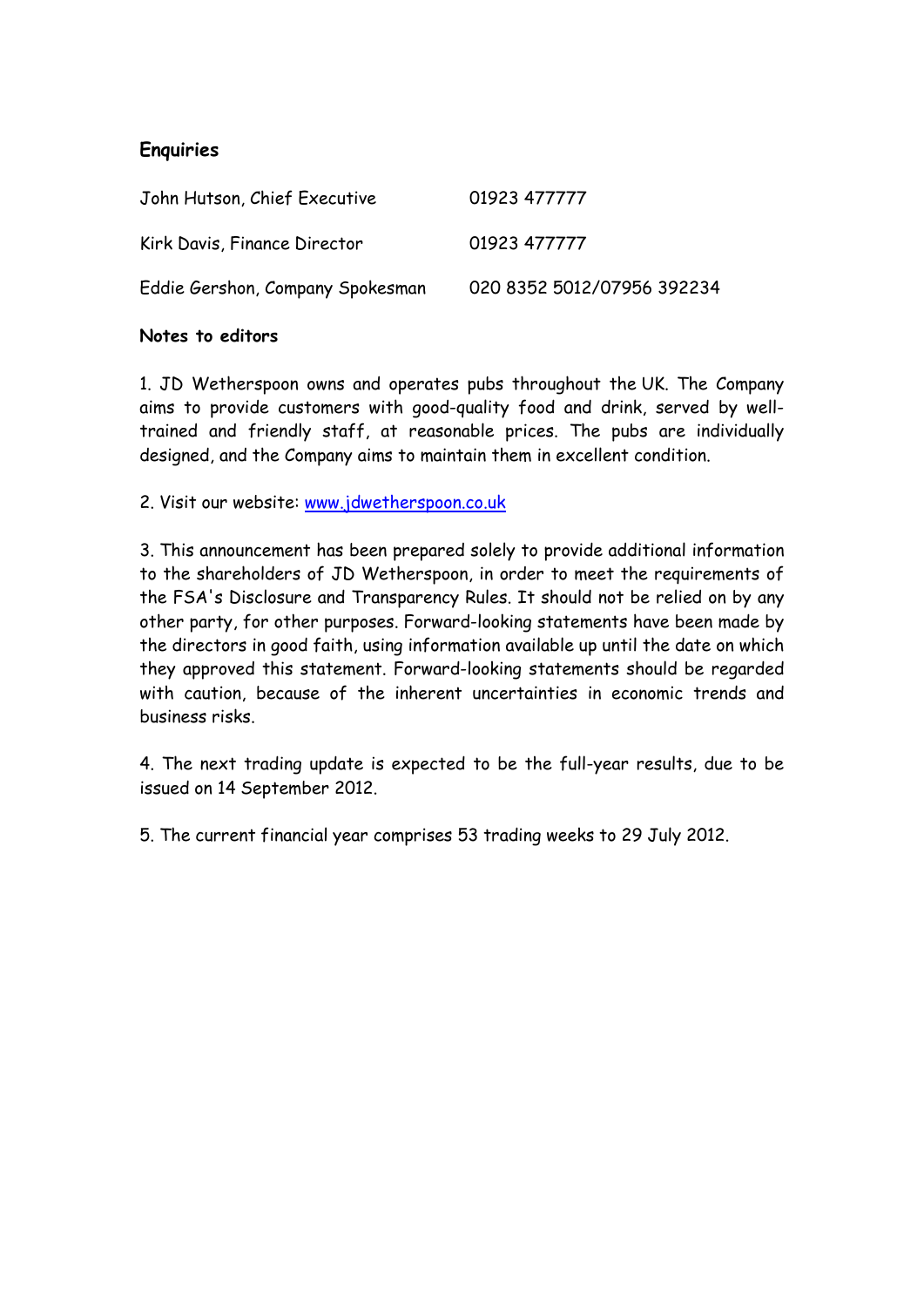## Enquiries

| | |
|---|---|
| John Hutson, Chief Executive | 01923 477777 |
| Kirk Davis, Finance Director | 01923 477777 |
| Eddie Gershon, Company Spokesman | 020 8352 5012/07956 392234 |

**Notes to editors**

1. JD Wetherspoon owns and operates pubs throughout the UK. The Company aims to provide customers with good-quality food and drink, served by well-trained and friendly staff, at reasonable prices. The pubs are individually designed, and the Company aims to maintain them in excellent condition.

2. Visit our website: www.jdwetherspoon.co.uk

3. This announcement has been prepared solely to provide additional information to the shareholders of JD Wetherspoon, in order to meet the requirements of the FSA's Disclosure and Transparency Rules. It should not be relied on by any other party, for other purposes. Forward-looking statements have been made by the directors in good faith, using information available up until the date on which they approved this statement. Forward-looking statements should be regarded with caution, because of the inherent uncertainties in economic trends and business risks.

4. The next trading update is expected to be the full-year results, due to be issued on 14 September 2012.

5. The current financial year comprises 53 trading weeks to 29 July 2012.